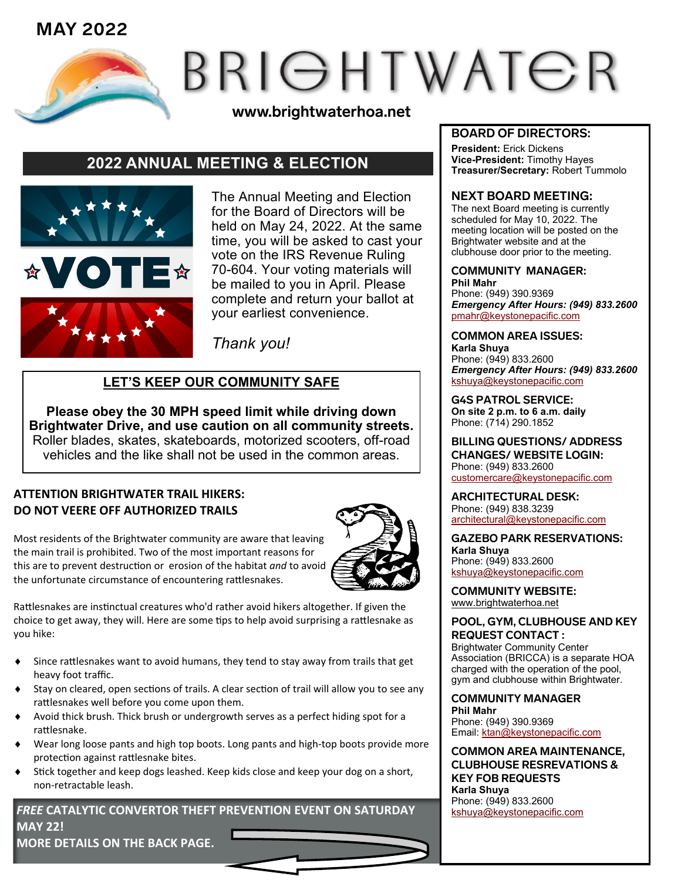MAY 2022

# BRIGHTWATER

www.brightwaterhoa.net

## 2022 ANNUAL MEETING & ELECTION

The Annual Meeting and Election for the Board of Directors will be held on May 24, 2022. At the same time, you will be asked to cast your vote on the IRS Revenue Ruling 70-604. Your voting materials will be mailed to you in April. Please complete and return your ballot at your earliest convenience.

*Thank you!*

### LET'S KEEP OUR COMMUNITY SAFE

**Please obey the 30 MPH speed limit while driving down Brightwater Drive, and use caution on all community streets.** Roller blades, skates, skateboards, motorized scooters, off-road vehicles and the like shall not be used in the common areas.

### ATTENTION BRIGHTWATER TRAIL HIKERS: DO NOT VEERE OFF AUTHORIZED TRAILS

Most residents of the Brightwater community are aware that leaving the main trail is prohibited. Two of the most important reasons for this are to prevent destruction or erosion of the habitat *and* to avoid the unfortunate circumstance of encountering rattlesnakes.

Rattlesnakes are instinctual creatures who'd rather avoid hikers altogether. If given the choice to get away, they will. Here are some tips to help avoid surprising a rattlesnake as you hike:

- Since rattlesnakes want to avoid humans, they tend to stay away from trails that get heavy foot traffic.
- Stay on cleared, open sections of trails. A clear section of trail will allow you to see any rattlesnakes well before you come upon them.
- Avoid thick brush. Thick brush or undergrowth serves as a perfect hiding spot for a rattlesnake.
- Wear long loose pants and high top boots. Long pants and high-top boots provide more protection against rattlesnake bites.
- Stick together and keep dogs leashed. Keep kids close and keep your dog on a short, non-retractable leash.

***FREE* CATALYTIC CONVERTOR THEFT PREVENTION EVENT ON SATURDAY MAY 22!**
**MORE DETAILS ON THE BACK PAGE.**

### BOARD OF DIRECTORS:

**President:** Erick Dickens
**Vice-President:** Timothy Hayes
**Treasurer/Secretary:** Robert Tummolo

### NEXT BOARD MEETING:

The next Board meeting is currently scheduled for May 10, 2022. The meeting location will be posted on the Brightwater website and at the clubhouse door prior to the meeting.

### COMMUNITY MANAGER:

**Phil Mahr**
Phone: (949) 390.9369
***Emergency After Hours: (949) 833.2600***
pmahr@keystonepacific.com

### COMMON AREA ISSUES:

**Karla Shuya**
Phone: (949) 833.2600
***Emergency After Hours: (949) 833.2600***
kshuya@keystonepacific.com

### G4S PATROL SERVICE:

**On site 2 p.m. to 6 a.m. daily**
Phone: (714) 290.1852

### BILLING QUESTIONS/ ADDRESS CHANGES/ WEBSITE LOGIN:

Phone: (949) 833.2600
customercare@keystonepacific.com

### ARCHITECTURAL DESK:

Phone: (949) 838.3239
architectural@keystonepacific.com

### GAZEBO PARK RESERVATIONS:

**Karla Shuya**
Phone: (949) 833.2600
kshuya@keystonepacific.com

### COMMUNITY WEBSITE:

www.brightwaterhoa.net

### POOL, GYM, CLUBHOUSE AND KEY REQUEST CONTACT :

Brightwater Community Center Association (BRICCA) is a separate HOA charged with the operation of the pool, gym and clubhouse within Brightwater.

### COMMUNITY MANAGER

**Phil Mahr**
Phone: (949) 390.9369
Email: ktan@keystonepacific.com

### COMMON AREA MAINTENANCE, CLUBHOUSE RESREVATIONS & KEY FOB REQUESTS

**Karla Shuya**
Phone: (949) 833.2600
kshuya@keystonepacific.com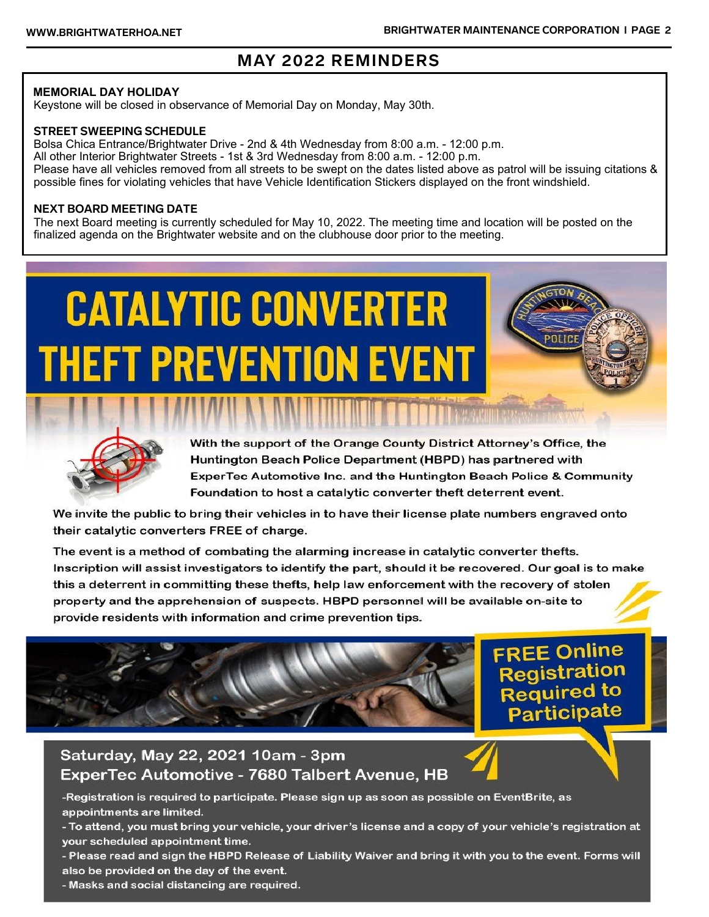## MAY 2022 REMINDERS

**MEMORIAL DAY HOLIDAY**
Keystone will be closed in observance of Memorial Day on Monday, May 30th.

**STREET SWEEPING SCHEDULE**
Bolsa Chica Entrance/Brightwater Drive - 2nd & 4th Wednesday from 8:00 a.m. - 12:00 p.m.
All other Interior Brightwater Streets - 1st & 3rd Wednesday from 8:00 a.m. - 12:00 p.m.
Please have all vehicles removed from all streets to be swept on the dates listed above as patrol will be issuing citations & possible fines for violating vehicles that have Vehicle Identification Stickers displayed on the front windshield.

**NEXT BOARD MEETING DATE**
The next Board meeting is currently scheduled for May 10, 2022. The meeting time and location will be posted on the finalized agenda on the Brightwater website and on the clubhouse door prior to the meeting.

# CATALYTIC CONVERTER THEFT PREVENTION EVENT

With the support of the Orange County District Attorney's Office, the Huntington Beach Police Department (HBPD) has partnered with ExperTec Automotive Inc. and the Huntington Beach Police & Community Foundation to host a catalytic converter theft deterrent event.

We invite the public to bring their vehicles in to have their license plate numbers engraved onto their catalytic converters FREE of charge.

The event is a method of combating the alarming increase in catalytic converter thefts. Inscription will assist investigators to identify the part, should it be recovered. Our goal is to make this a deterrent in committing these thefts, help law enforcement with the recovery of stolen property and the apprehension of suspects. HBPD personnel will be available on-site to provide residents with information and crime prevention tips.

**FREE Online Registration Required to Participate**

### Saturday, May 22, 2021 10am - 3pm
### ExperTec Automotive - 7680 Talbert Avenue, HB

- Registration is required to participate. Please sign up as soon as possible on EventBrite, as appointments are limited.
- To attend, you must bring your vehicle, your driver's license and a copy of your vehicle's registration at your scheduled appointment time.
- Please read and sign the HBPD Release of Liability Waiver and bring it with you to the event. Forms will also be provided on the day of the event.
- Masks and social distancing are required.